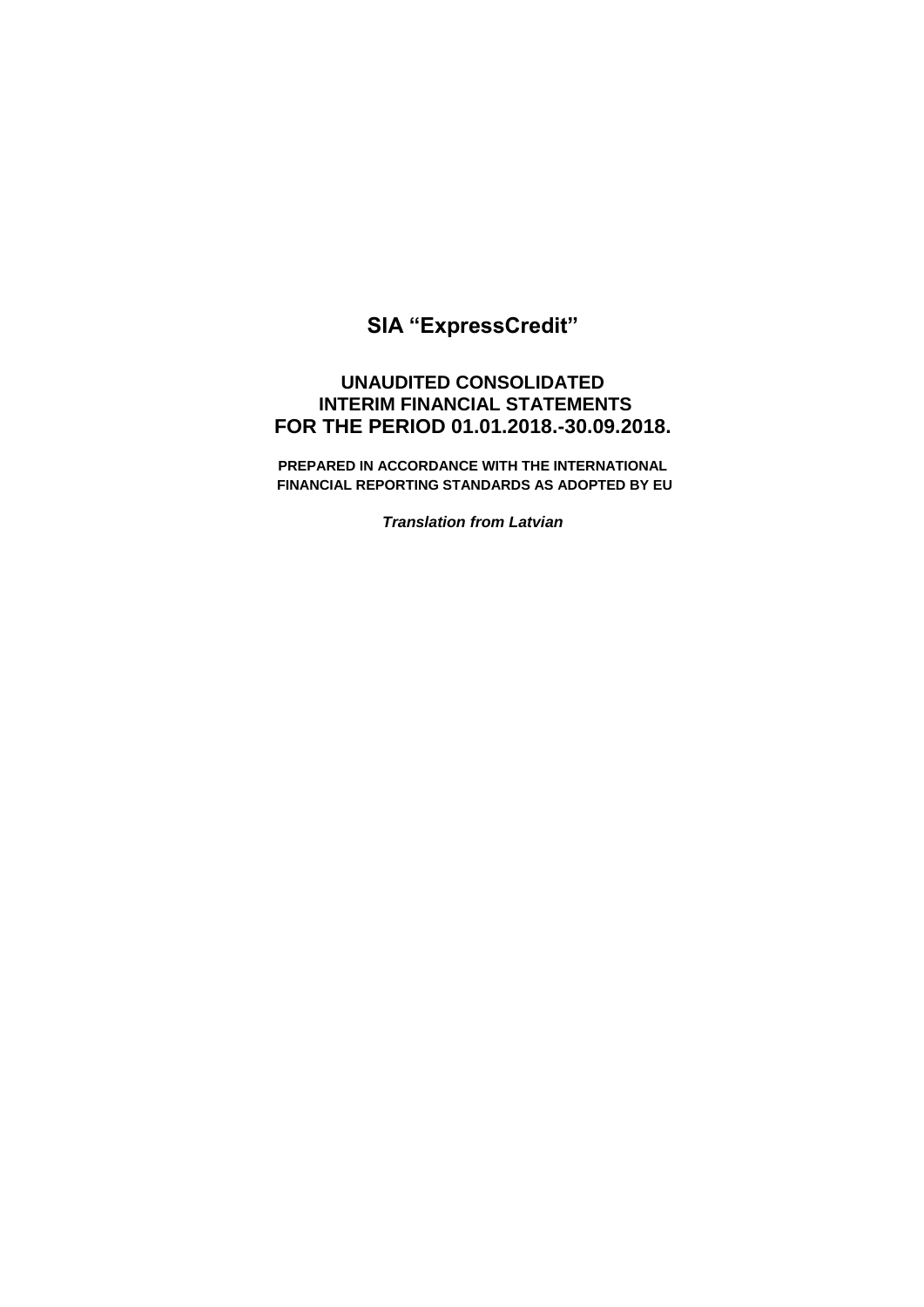# SIA “ExpressCredit”

## UNAUDITED CONSOLIDATED INTERIM FINANCIAL STATEMENTS FOR THE PERIOD 01.01.2018.-30.09.2018.

**PREPARED IN ACCORDANCE WITH THE INTERNATIONAL FINANCIAL REPORTING STANDARDS AS ADOPTED BY EU**

***Translation from Latvian***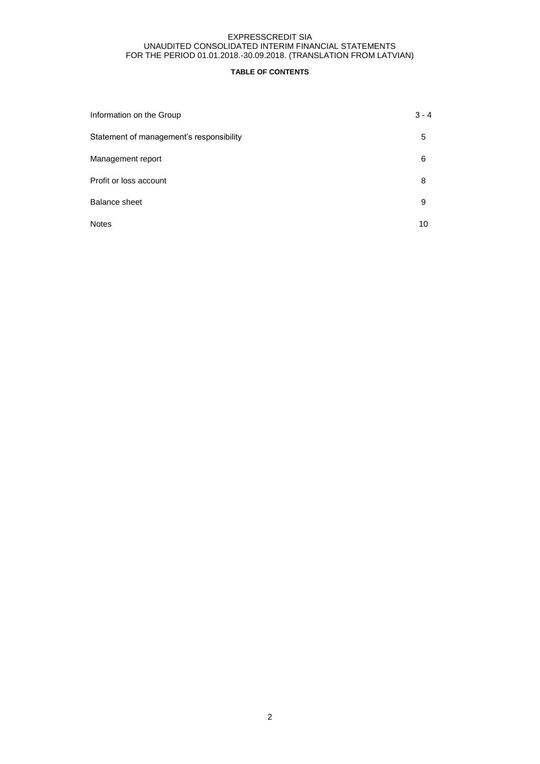**TABLE OF CONTENTS**

| | |
|---|---|
| Information on the Group | 3 - 4 |
| Statement of management's responsibility | 5 |
| Management report | 6 |
| Profit or loss account | 8 |
| Balance sheet | 9 |
| Notes | 10 |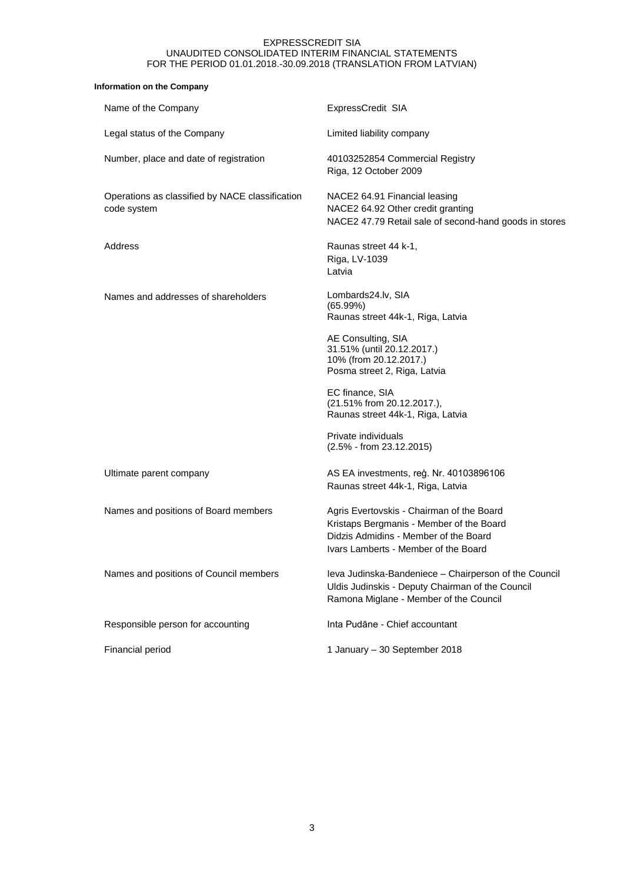**Information on the Company**

| | |
|---|---|
| Name of the Company | ExpressCredit SIA |
| Legal status of the Company | Limited liability company |
| Number, place and date of registration | 40103252854 Commercial Registry<br>Riga, 12 October 2009 |
| Operations as classified by NACE classification code system | NACE2 64.91 Financial leasing<br>NACE2 64.92 Other credit granting<br>NACE2 47.79 Retail sale of second-hand goods in stores |
| Address | Raunas street 44 k-1,<br>Riga, LV-1039<br>Latvia |
| Names and addresses of shareholders | Lombards24.lv, SIA<br>(65.99%)<br>Raunas street 44k-1, Riga, Latvia<br><br>AE Consulting, SIA<br>31.51% (until 20.12.2017.)<br>10% (from 20.12.2017.)<br>Posma street 2, Riga, Latvia<br><br>EC finance, SIA<br>(21.51% from 20.12.2017.),<br>Raunas street 44k-1, Riga, Latvia<br><br>Private individuals<br>(2.5% - from 23.12.2015) |
| Ultimate parent company | AS EA investments, reģ. Nr. 40103896106<br>Raunas street 44k-1, Riga, Latvia |
| Names and positions of Board members | Agris Evertovskis - Chairman of the Board<br>Kristaps Bergmanis - Member of the Board<br>Didzis Admidins - Member of the Board<br>Ivars Lamberts - Member of the Board |
| Names and positions of Council members | Ieva Judinska-Bandeniece – Chairperson of the Council<br>Uldis Judinskis - Deputy Chairman of the Council<br>Ramona Miglane - Member of the Council |
| Responsible person for accounting | Inta Pudāne - Chief accountant |
| Financial period | 1 January – 30 September 2018 |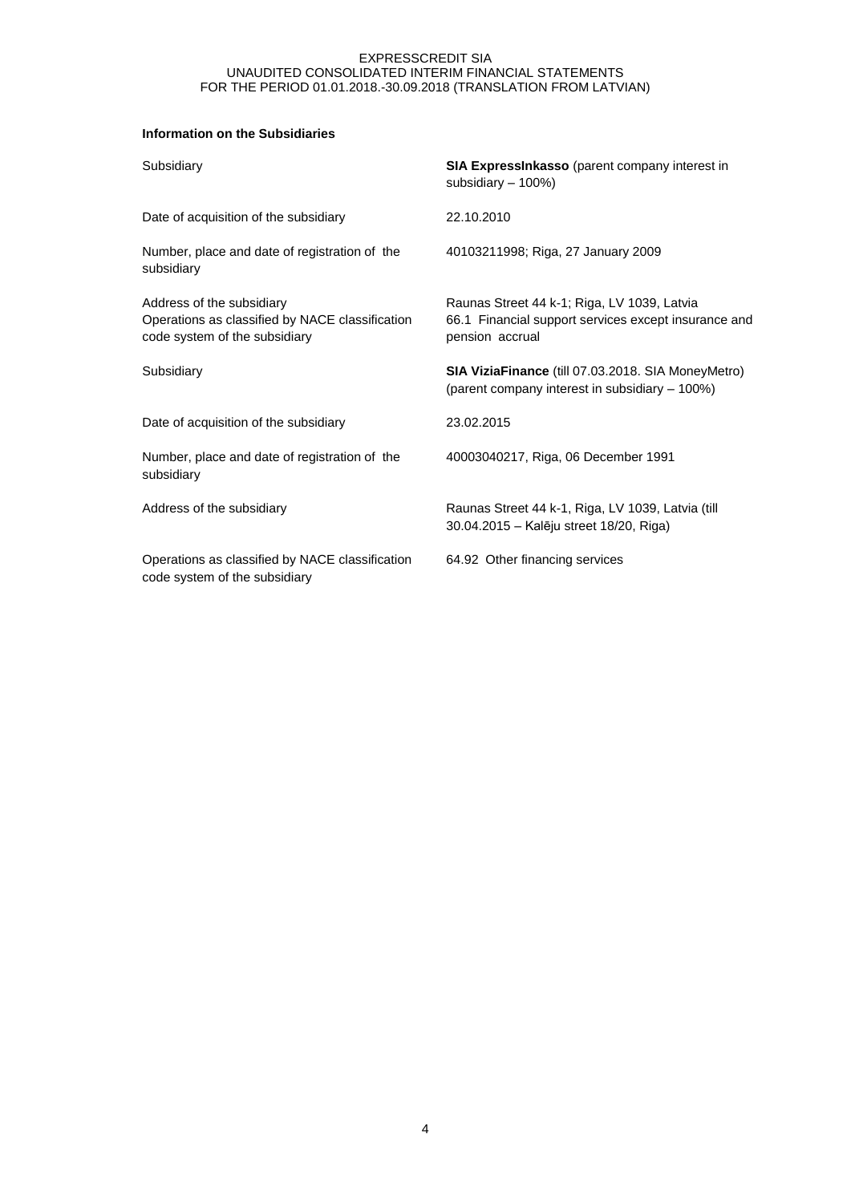**Information on the Subsidiaries**

| | |
|---|---|
| Subsidiary | **SIA ExpressInkasso** (parent company interest in subsidiary – 100%) |
| Date of acquisition of the subsidiary | 22.10.2010 |
| Number, place and date of registration of the subsidiary | 40103211998; Riga, 27 January 2009 |
| Address of the subsidiary | Raunas Street 44 k-1; Riga, LV 1039, Latvia |
| Operations as classified by NACE classification code system of the subsidiary | 66.1 Financial support services except insurance and pension accrual |
| Subsidiary | **SIA ViziaFinance** (till 07.03.2018. SIA MoneyMetro) (parent company interest in subsidiary – 100%) |
| Date of acquisition of the subsidiary | 23.02.2015 |
| Number, place and date of registration of the subsidiary | 40003040217, Riga, 06 December 1991 |
| Address of the subsidiary | Raunas Street 44 k-1, Riga, LV 1039, Latvia (till 30.04.2015 – Kalēju street 18/20, Riga) |
| Operations as classified by NACE classification code system of the subsidiary | 64.92 Other financing services |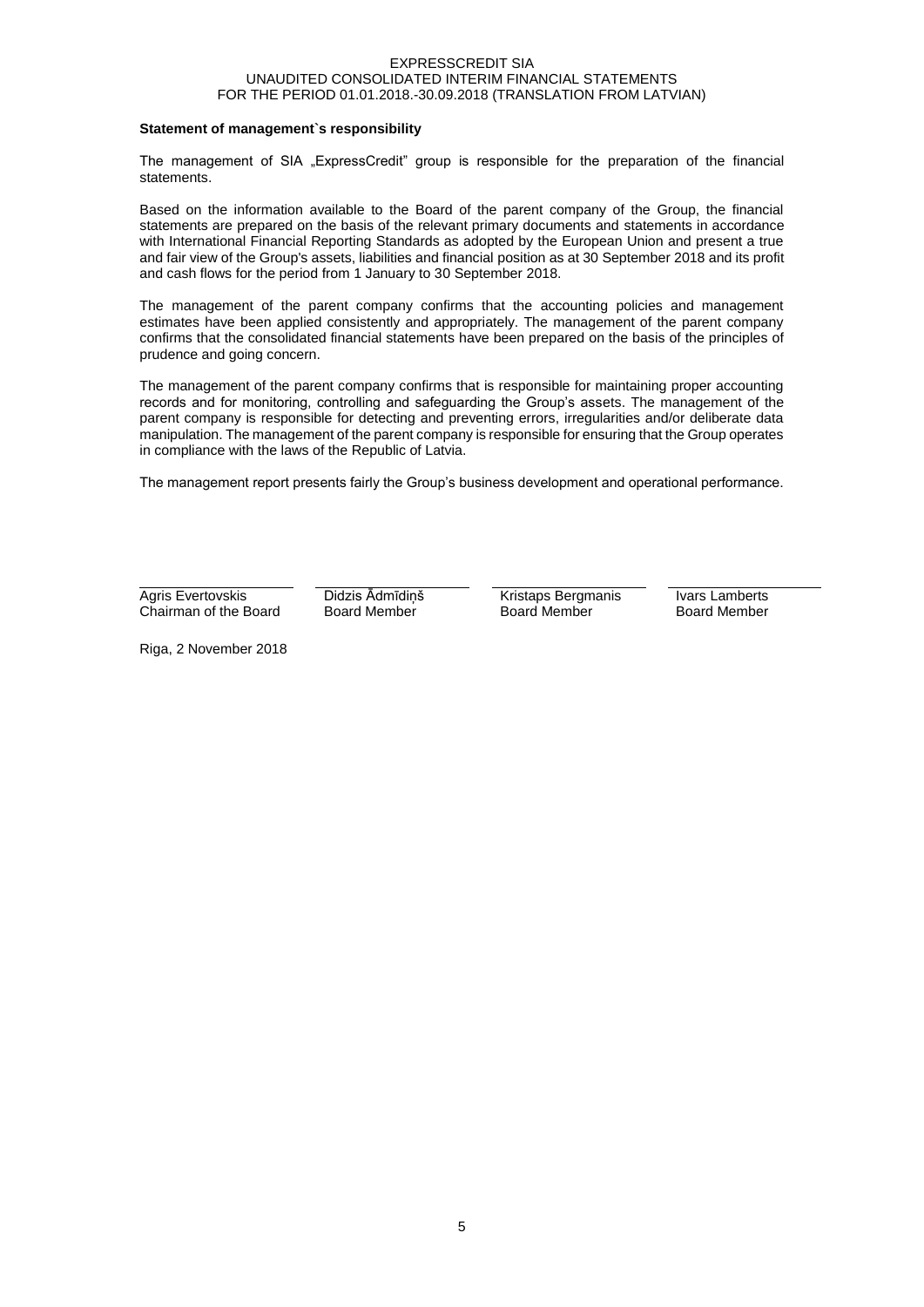**Statement of management`s responsibility**

The management of SIA „ExpressCredit" group is responsible for the preparation of the financial statements.

Based on the information available to the Board of the parent company of the Group, the financial statements are prepared on the basis of the relevant primary documents and statements in accordance with International Financial Reporting Standards as adopted by the European Union and present a true and fair view of the Group's assets, liabilities and financial position as at 30 September 2018 and its profit and cash flows for the period from 1 January to 30 September 2018.

The management of the parent company confirms that the accounting policies and management estimates have been applied consistently and appropriately. The management of the parent company confirms that the consolidated financial statements have been prepared on the basis of the principles of prudence and going concern.

The management of the parent company confirms that is responsible for maintaining proper accounting records and for monitoring, controlling and safeguarding the Group's assets. The management of the parent company is responsible for detecting and preventing errors, irregularities and/or deliberate data manipulation. The management of the parent company is responsible for ensuring that the Group operates in compliance with the laws of the Republic of Latvia.

The management report presents fairly the Group's business development and operational performance.

| Agris Evertovskis | Didzis Ādmīdiņš | Kristaps Bergmanis | Ivars Lamberts |
|---|---|---|---|
| Chairman of the Board | Board Member | Board Member | Board Member |

Riga, 2 November 2018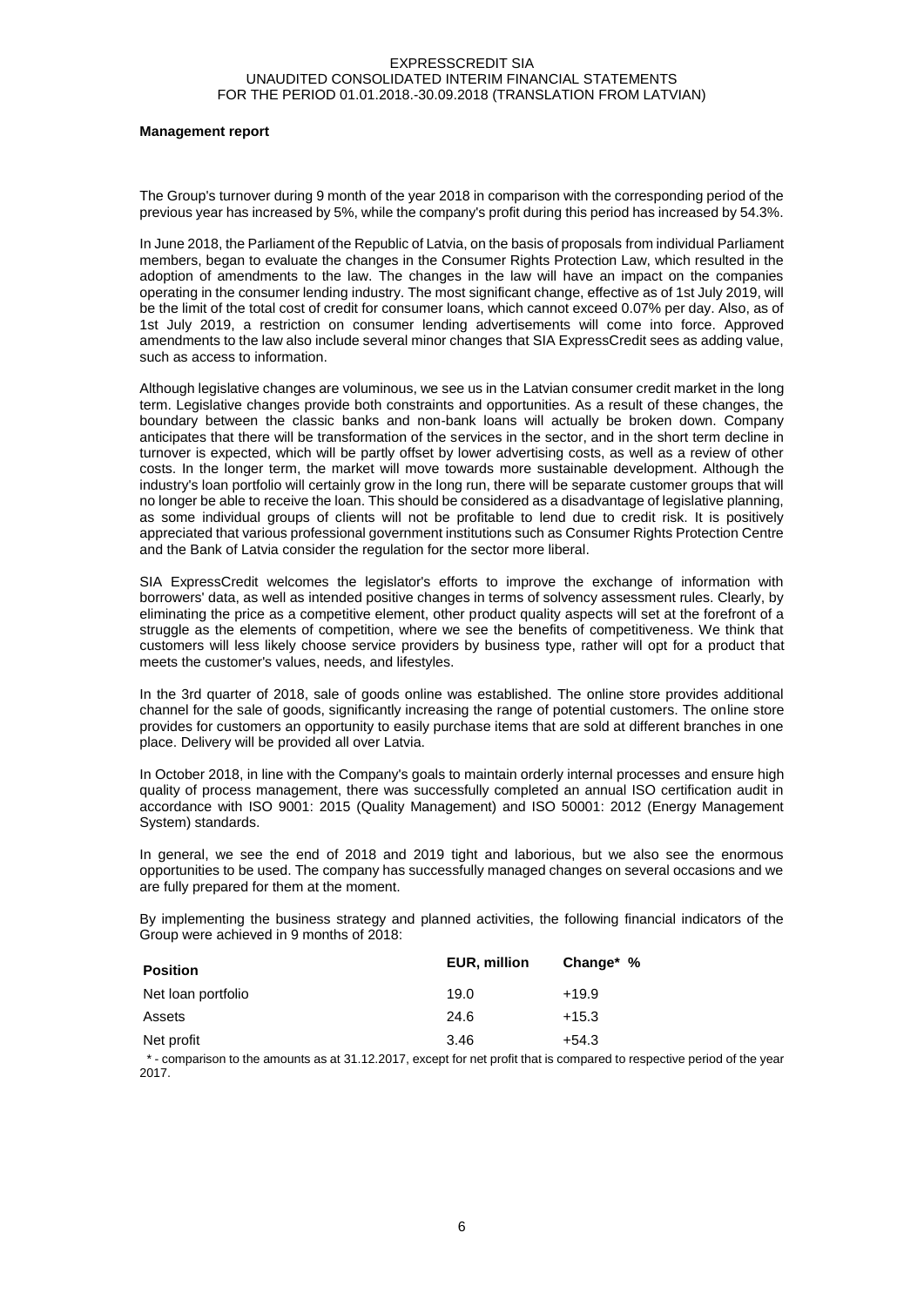**Management report**

The Group's turnover during 9 month of the year 2018 in comparison with the corresponding period of the previous year has increased by 5%, while the company's profit during this period has increased by 54.3%.

In June 2018, the Parliament of the Republic of Latvia, on the basis of proposals from individual Parliament members, began to evaluate the changes in the Consumer Rights Protection Law, which resulted in the adoption of amendments to the law. The changes in the law will have an impact on the companies operating in the consumer lending industry. The most significant change, effective as of 1st July 2019, will be the limit of the total cost of credit for consumer loans, which cannot exceed 0.07% per day. Also, as of 1st July 2019, a restriction on consumer lending advertisements will come into force. Approved amendments to the law also include several minor changes that SIA ExpressCredit sees as adding value, such as access to information.

Although legislative changes are voluminous, we see us in the Latvian consumer credit market in the long term. Legislative changes provide both constraints and opportunities. As a result of these changes, the boundary between the classic banks and non-bank loans will actually be broken down. Company anticipates that there will be transformation of the services in the sector, and in the short term decline in turnover is expected, which will be partly offset by lower advertising costs, as well as a review of other costs. In the longer term, the market will move towards more sustainable development. Although the industry's loan portfolio will certainly grow in the long run, there will be separate customer groups that will no longer be able to receive the loan. This should be considered as a disadvantage of legislative planning, as some individual groups of clients will not be profitable to lend due to credit risk. It is positively appreciated that various professional government institutions such as Consumer Rights Protection Centre and the Bank of Latvia consider the regulation for the sector more liberal.

SIA ExpressCredit welcomes the legislator's efforts to improve the exchange of information with borrowers' data, as well as intended positive changes in terms of solvency assessment rules. Clearly, by eliminating the price as a competitive element, other product quality aspects will set at the forefront of a struggle as the elements of competition, where we see the benefits of competitiveness. We think that customers will less likely choose service providers by business type, rather will opt for a product that meets the customer's values, needs, and lifestyles.

In the 3rd quarter of 2018, sale of goods online was established. The online store provides additional channel for the sale of goods, significantly increasing the range of potential customers. The online store provides for customers an opportunity to easily purchase items that are sold at different branches in one place. Delivery will be provided all over Latvia.

In October 2018, in line with the Company's goals to maintain orderly internal processes and ensure high quality of process management, there was successfully completed an annual ISO certification audit in accordance with ISO 9001: 2015 (Quality Management) and ISO 50001: 2012 (Energy Management System) standards.

In general, we see the end of 2018 and 2019 tight and laborious, but we also see the enormous opportunities to be used. The company has successfully managed changes on several occasions and we are fully prepared for them at the moment.

By implementing the business strategy and planned activities, the following financial indicators of the Group were achieved in 9 months of 2018:

| Position | EUR, million | Change* % |
|---|---|---|
| Net loan portfolio | 19.0 | +19.9 |
| Assets | 24.6 | +15.3 |
| Net profit | 3.46 | +54.3 |

\* - comparison to the amounts as at 31.12.2017, except for net profit that is compared to respective period of the year 2017.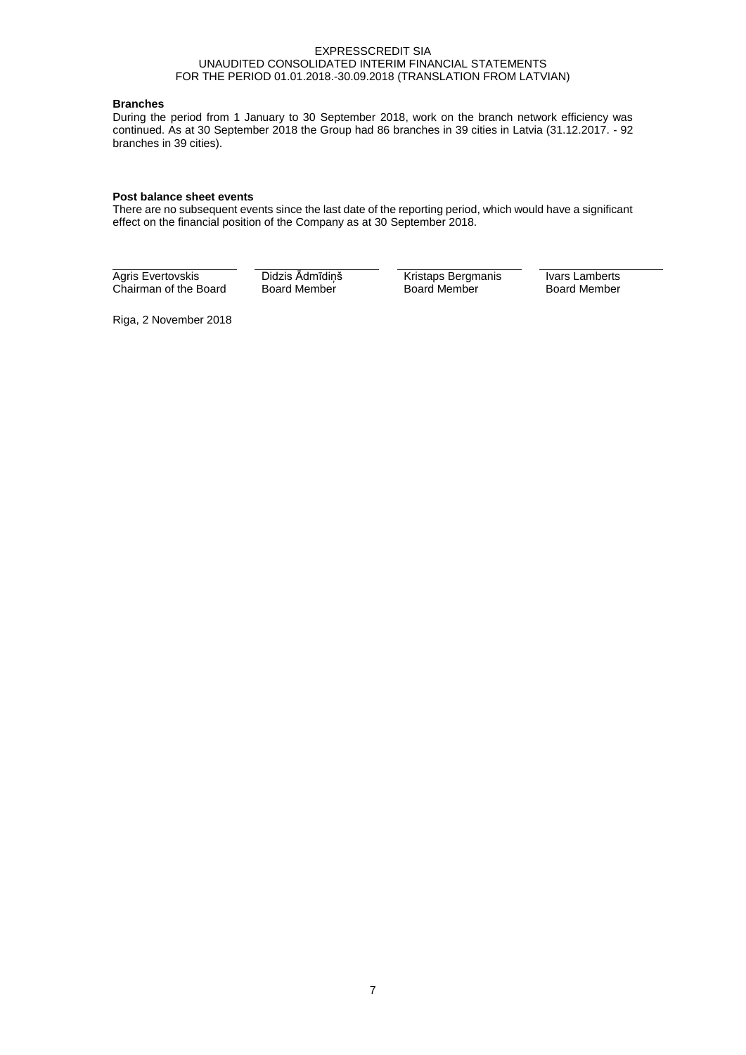**Branches**

During the period from 1 January to 30 September 2018, work on the branch network efficiency was continued. As at 30 September 2018 the Group had 86 branches in 39 cities in Latvia (31.12.2017. - 92 branches in 39 cities).

**Post balance sheet events**

There are no subsequent events since the last date of the reporting period, which would have a significant effect on the financial position of the Company as at 30 September 2018.

| Agris Evertovskis | Didzis Ādmīdiņš | Kristaps Bergmanis | Ivars Lamberts |
|---|---|---|---|
| Chairman of the Board | Board Member | Board Member | Board Member |

Riga, 2 November 2018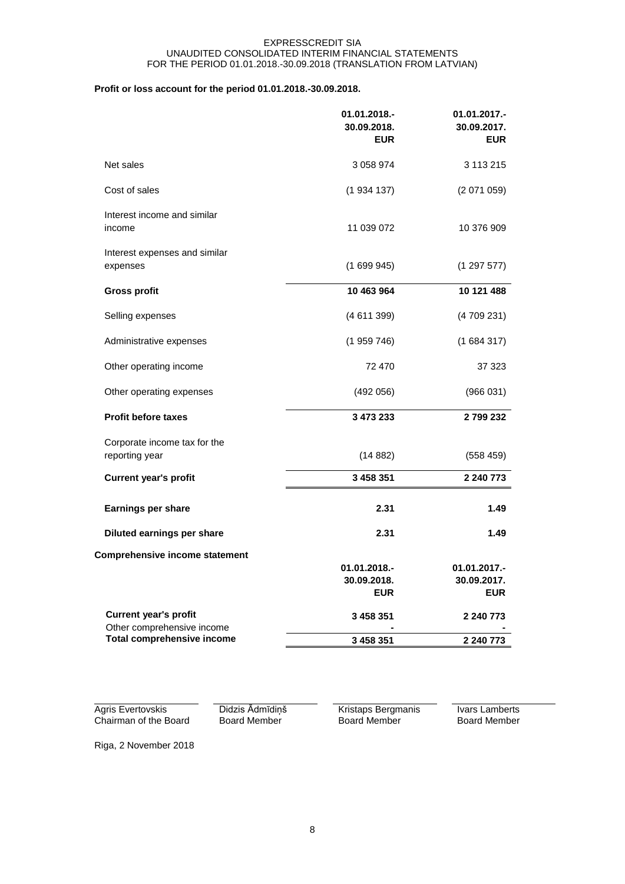EXPRESSCREDIT SIA
UNAUDITED CONSOLIDATED INTERIM FINANCIAL STATEMENTS
FOR THE PERIOD 01.01.2018.-30.09.2018 (TRANSLATION FROM LATVIAN)

**Profit or loss account for the period 01.01.2018.-30.09.2018.**

| | 01.01.2018.-30.09.2018. EUR | 01.01.2017.-30.09.2017. EUR |
|---|---|---|
| Net sales | 3 058 974 | 3 113 215 |
| Cost of sales | (1 934 137) | (2 071 059) |
| Interest income and similar income | 11 039 072 | 10 376 909 |
| Interest expenses and similar expenses | (1 699 945) | (1 297 577) |
| **Gross profit** | **10 463 964** | **10 121 488** |
| Selling expenses | (4 611 399) | (4 709 231) |
| Administrative expenses | (1 959 746) | (1 684 317) |
| Other operating income | 72 470 | 37 323 |
| Other operating expenses | (492 056) | (966 031) |
| **Profit before taxes** | **3 473 233** | **2 799 232** |
| Corporate income tax for the reporting year | (14 882) | (558 459) |
| **Current year's profit** | **3 458 351** | **2 240 773** |
| **Earnings per share** | **2.31** | **1.49** |
| **Diluted earnings per share** | **2.31** | **1.49** |

**Comprehensive income statement**

| | 01.01.2018.-30.09.2018. EUR | 01.01.2017.-30.09.2017. EUR |
|---|---|---|
| **Current year's profit** | **3 458 351** | **2 240 773** |
| Other comprehensive income | - | - |
| **Total comprehensive income** | **3 458 351** | **2 240 773** |

| Agris Evertovskis | Didzis Ādmīdiņš | Kristaps Bergmanis | Ivars Lamberts |
|---|---|---|---|
| Chairman of the Board | Board Member | Board Member | Board Member |

Riga, 2 November 2018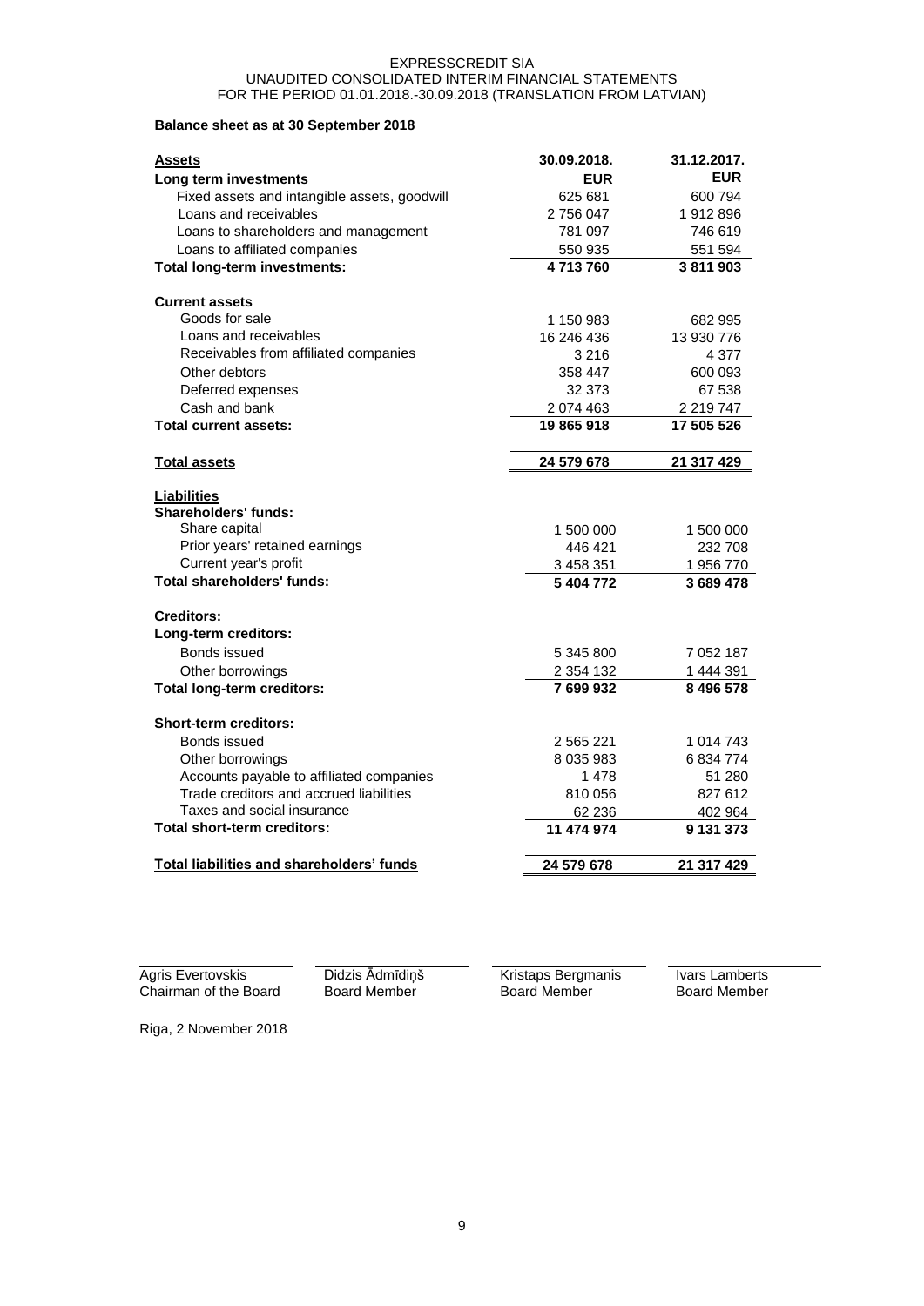EXPRESSCREDIT SIA
UNAUDITED CONSOLIDATED INTERIM FINANCIAL STATEMENTS
FOR THE PERIOD 01.01.2018.-30.09.2018 (TRANSLATION FROM LATVIAN)

**Balance sheet as at 30 September 2018**

| **Assets** | **30.09.2018.** | **31.12.2017.** |
|---|---|---|
| **Long term investments** | **EUR** | **EUR** |
| Fixed assets and intangible assets, goodwill | 625 681 | 600 794 |
| Loans and receivables | 2 756 047 | 1 912 896 |
| Loans to shareholders and management | 781 097 | 746 619 |
| Loans to affiliated companies | 550 935 | 551 594 |
| **Total long-term investments:** | **4 713 760** | **3 811 903** |
| | | |
| **Current assets** | | |
| Goods for sale | 1 150 983 | 682 995 |
| Loans and receivables | 16 246 436 | 13 930 776 |
| Receivables from affiliated companies | 3 216 | 4 377 |
| Other debtors | 358 447 | 600 093 |
| Deferred expenses | 32 373 | 67 538 |
| Cash and bank | 2 074 463 | 2 219 747 |
| **Total current assets:** | **19 865 918** | **17 505 526** |
| | | |
| **Total assets** | **24 579 678** | **21 317 429** |
| | | |
| **Liabilities** | | |
| **Shareholders' funds:** | | |
| Share capital | 1 500 000 | 1 500 000 |
| Prior years' retained earnings | 446 421 | 232 708 |
| Current year's profit | 3 458 351 | 1 956 770 |
| **Total shareholders' funds:** | **5 404 772** | **3 689 478** |
| | | |
| **Creditors:** | | |
| **Long-term creditors:** | | |
| Bonds issued | 5 345 800 | 7 052 187 |
| Other borrowings | 2 354 132 | 1 444 391 |
| **Total long-term creditors:** | **7 699 932** | **8 496 578** |
| | | |
| **Short-term creditors:** | | |
| Bonds issued | 2 565 221 | 1 014 743 |
| Other borrowings | 8 035 983 | 6 834 774 |
| Accounts payable to affiliated companies | 1 478 | 51 280 |
| Trade creditors and accrued liabilities | 810 056 | 827 612 |
| Taxes and social insurance | 62 236 | 402 964 |
| **Total short-term creditors:** | **11 474 974** | **9 131 373** |
| | | |
| **Total liabilities and shareholders' funds** | **24 579 678** | **21 317 429** |

| Agris Evertovskis | Didzis Ādmīdiņš | Kristaps Bergmanis | Ivars Lamberts |
|---|---|---|---|
| Chairman of the Board | Board Member | Board Member | Board Member |

Riga, 2 November 2018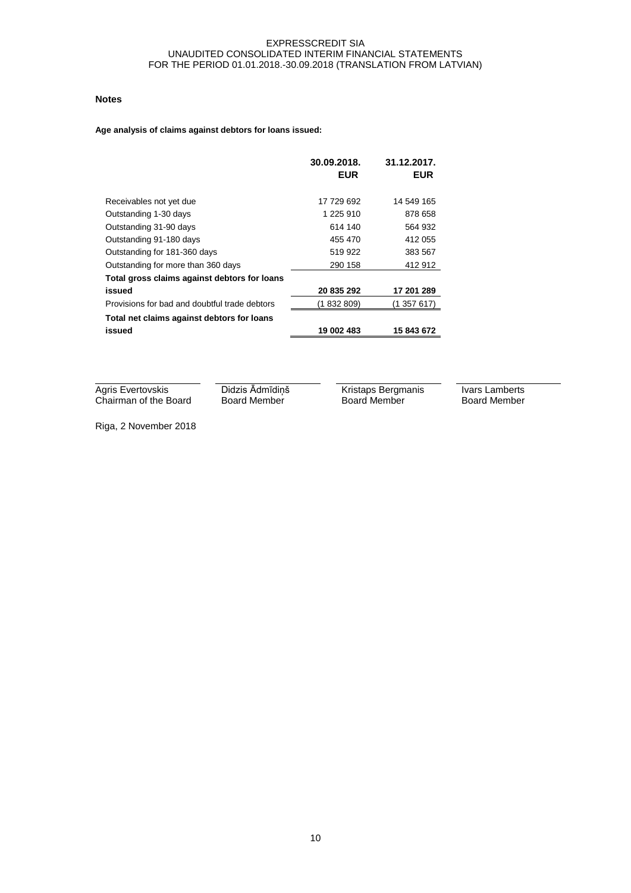**Notes**

**Age analysis of claims against debtors for loans issued:**

| | **30.09.2018. EUR** | **31.12.2017. EUR** |
|---|---|---|
| Receivables not yet due | 17 729 692 | 14 549 165 |
| Outstanding 1-30 days | 1 225 910 | 878 658 |
| Outstanding 31-90 days | 614 140 | 564 932 |
| Outstanding 91-180 days | 455 470 | 412 055 |
| Outstanding for 181-360 days | 519 922 | 383 567 |
| Outstanding for more than 360 days | 290 158 | 412 912 |
| **Total gross claims against debtors for loans issued** | **20 835 292** | **17 201 289** |
| Provisions for bad and doubtful trade debtors | (1 832 809) | (1 357 617) |
| **Total net claims against debtors for loans issued** | **19 002 483** | **15 843 672** |

| | | | |
|---|---|---|---|
| Agris Evertovskis<br>Chairman of the Board | Didzis Ādmīdiņš<br>Board Member | Kristaps Bergmanis<br>Board Member | Ivars Lamberts<br>Board Member |

Riga, 2 November 2018